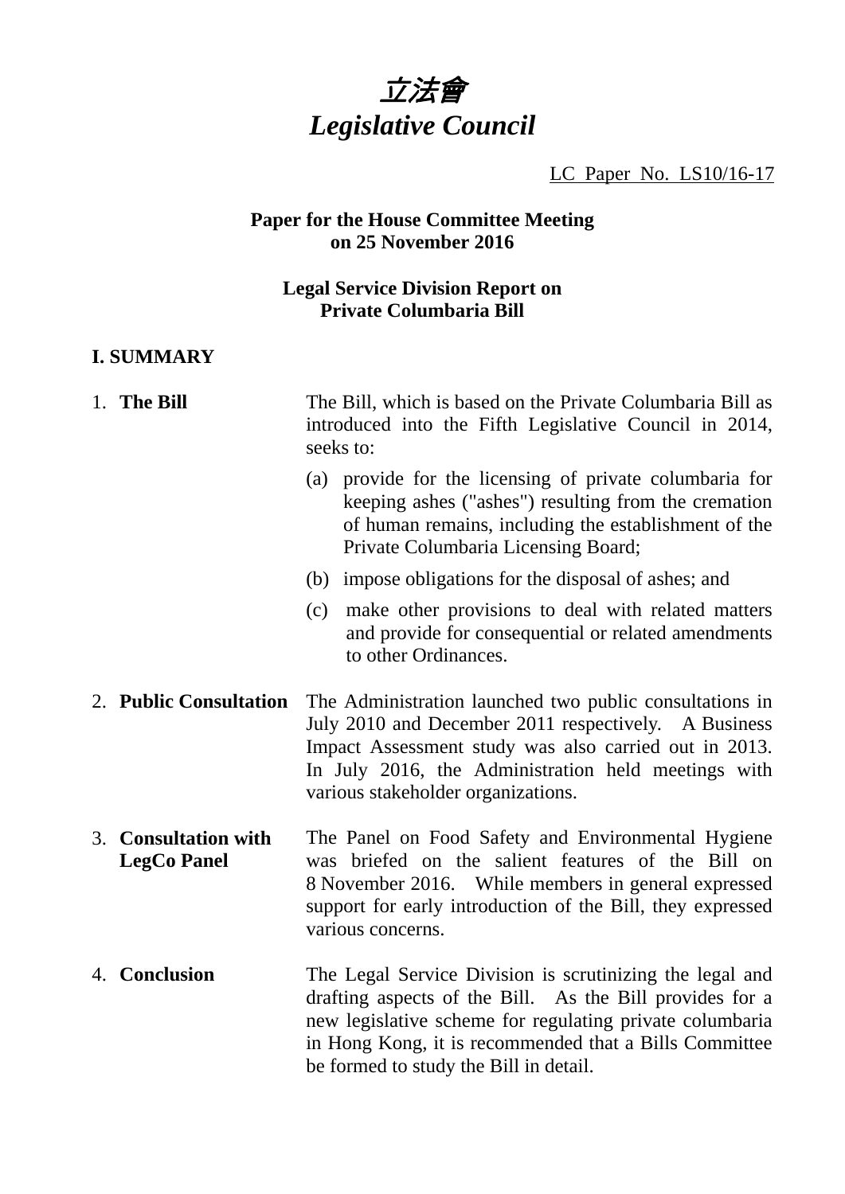# *立法會*
# *Legislative Council*

LC Paper No. LS10/16-17

**Paper for the House Committee Meeting on 25 November 2016**

**Legal Service Division Report on Private Columbaria Bill**

## I. SUMMARY

1. **The Bill**

   The Bill, which is based on the Private Columbaria Bill as introduced into the Fifth Legislative Council in 2014, seeks to:

   (a) provide for the licensing of private columbaria for keeping ashes ("ashes") resulting from the cremation of human remains, including the establishment of the Private Columbaria Licensing Board;

   (b) impose obligations for the disposal of ashes; and

   (c) make other provisions to deal with related matters and provide for consequential or related amendments to other Ordinances.

2. **Public Consultation**

   The Administration launched two public consultations in July 2010 and December 2011 respectively. A Business Impact Assessment study was also carried out in 2013. In July 2016, the Administration held meetings with various stakeholder organizations.

3. **Consultation with LegCo Panel**

   The Panel on Food Safety and Environmental Hygiene was briefed on the salient features of the Bill on 8 November 2016. While members in general expressed support for early introduction of the Bill, they expressed various concerns.

4. **Conclusion**

   The Legal Service Division is scrutinizing the legal and drafting aspects of the Bill. As the Bill provides for a new legislative scheme for regulating private columbaria in Hong Kong, it is recommended that a Bills Committee be formed to study the Bill in detail.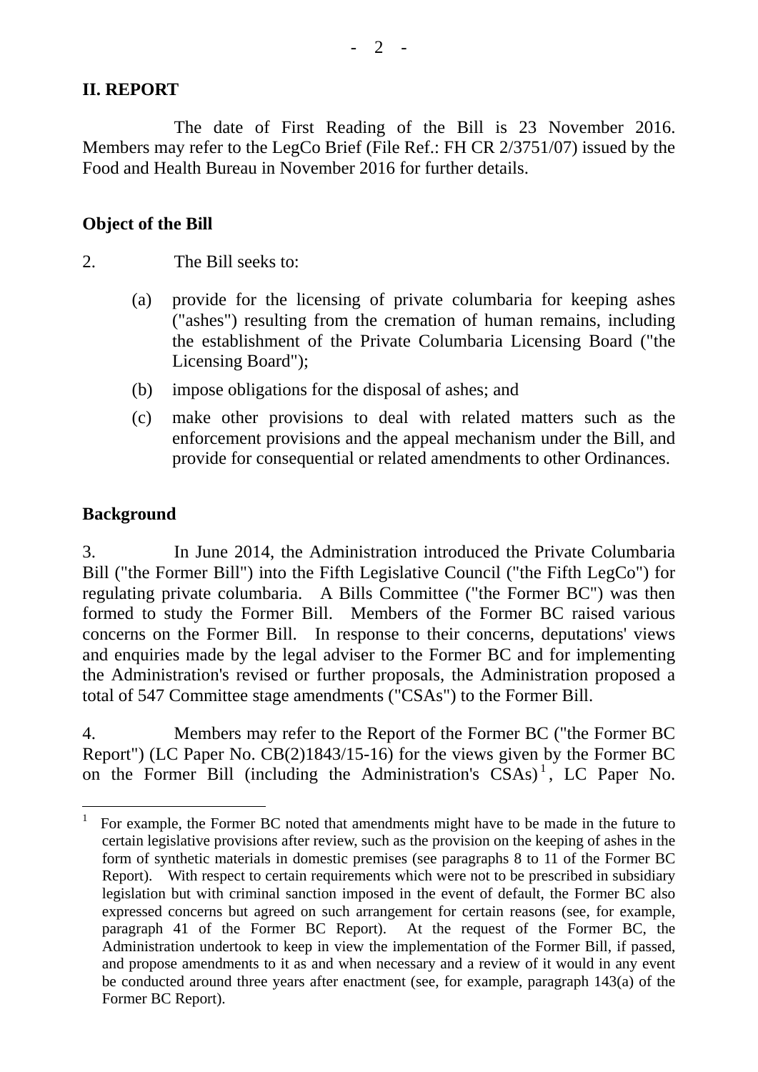## II. REPORT

The date of First Reading of the Bill is 23 November 2016. Members may refer to the LegCo Brief (File Ref.: FH CR 2/3751/07) issued by the Food and Health Bureau in November 2016 for further details.

### Object of the Bill

2. The Bill seeks to:

(a) provide for the licensing of private columbaria for keeping ashes ("ashes") resulting from the cremation of human remains, including the establishment of the Private Columbaria Licensing Board ("the Licensing Board");

(b) impose obligations for the disposal of ashes; and

(c) make other provisions to deal with related matters such as the enforcement provisions and the appeal mechanism under the Bill, and provide for consequential or related amendments to other Ordinances.

### Background

3. In June 2014, the Administration introduced the Private Columbaria Bill ("the Former Bill") into the Fifth Legislative Council ("the Fifth LegCo") for regulating private columbaria. A Bills Committee ("the Former BC") was then formed to study the Former Bill. Members of the Former BC raised various concerns on the Former Bill. In response to their concerns, deputations' views and enquiries made by the legal adviser to the Former BC and for implementing the Administration's revised or further proposals, the Administration proposed a total of 547 Committee stage amendments ("CSAs") to the Former Bill.

4. Members may refer to the Report of the Former BC ("the Former BC Report") (LC Paper No. CB(2)1843/15-16) for the views given by the Former BC on the Former Bill (including the Administration's CSAs)[1], LC Paper No.

---

[1] For example, the Former BC noted that amendments might have to be made in the future to certain legislative provisions after review, such as the provision on the keeping of ashes in the form of synthetic materials in domestic premises (see paragraphs 8 to 11 of the Former BC Report). With respect to certain requirements which were not to be prescribed in subsidiary legislation but with criminal sanction imposed in the event of default, the Former BC also expressed concerns but agreed on such arrangement for certain reasons (see, for example, paragraph 41 of the Former BC Report). At the request of the Former BC, the Administration undertook to keep in view the implementation of the Former Bill, if passed, and propose amendments to it as and when necessary and a review of it would in any event be conducted around three years after enactment (see, for example, paragraph 143(a) of the Former BC Report).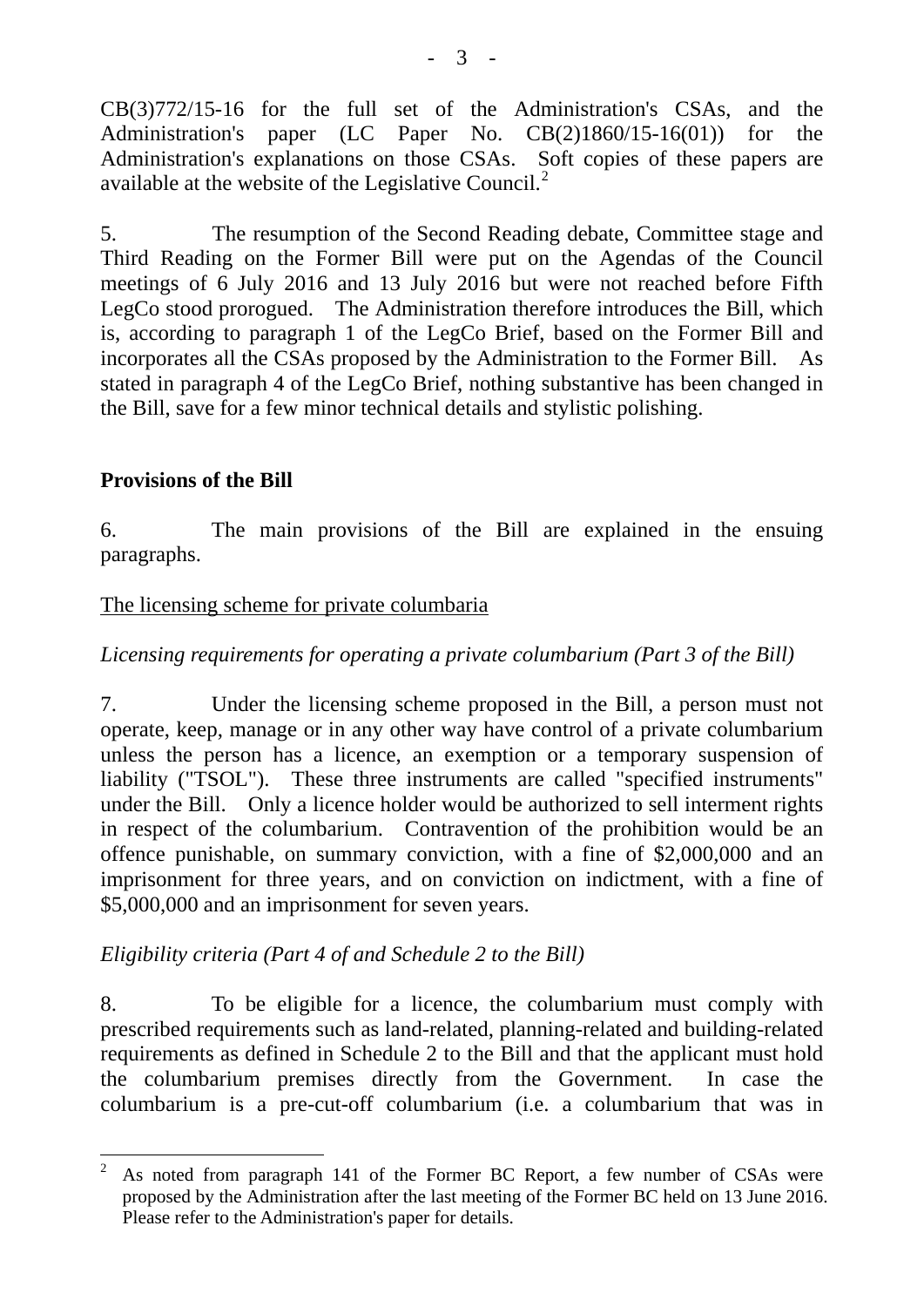CB(3)772/15-16 for the full set of the Administration's CSAs, and the Administration's paper (LC Paper No. CB(2)1860/15-16(01)) for the Administration's explanations on those CSAs. Soft copies of these papers are available at the website of the Legislative Council.[2]

5. The resumption of the Second Reading debate, Committee stage and Third Reading on the Former Bill were put on the Agendas of the Council meetings of 6 July 2016 and 13 July 2016 but were not reached before Fifth LegCo stood prorogued. The Administration therefore introduces the Bill, which is, according to paragraph 1 of the LegCo Brief, based on the Former Bill and incorporates all the CSAs proposed by the Administration to the Former Bill. As stated in paragraph 4 of the LegCo Brief, nothing substantive has been changed in the Bill, save for a few minor technical details and stylistic polishing.

**Provisions of the Bill**

6. The main provisions of the Bill are explained in the ensuing paragraphs.

<u>The licensing scheme for private columbaria</u>

*Licensing requirements for operating a private columbarium (Part 3 of the Bill)*

7. Under the licensing scheme proposed in the Bill, a person must not operate, keep, manage or in any other way have control of a private columbarium unless the person has a licence, an exemption or a temporary suspension of liability ("TSOL"). These three instruments are called "specified instruments" under the Bill. Only a licence holder would be authorized to sell interment rights in respect of the columbarium. Contravention of the prohibition would be an offence punishable, on summary conviction, with a fine of $2,000,000 and an imprisonment for three years, and on conviction on indictment, with a fine of $5,000,000 and an imprisonment for seven years.

*Eligibility criteria (Part 4 of and Schedule 2 to the Bill)*

8. To be eligible for a licence, the columbarium must comply with prescribed requirements such as land-related, planning-related and building-related requirements as defined in Schedule 2 to the Bill and that the applicant must hold the columbarium premises directly from the Government. In case the columbarium is a pre-cut-off columbarium (i.e. a columbarium that was in

---

[2] As noted from paragraph 141 of the Former BC Report, a few number of CSAs were proposed by the Administration after the last meeting of the Former BC held on 13 June 2016. Please refer to the Administration's paper for details.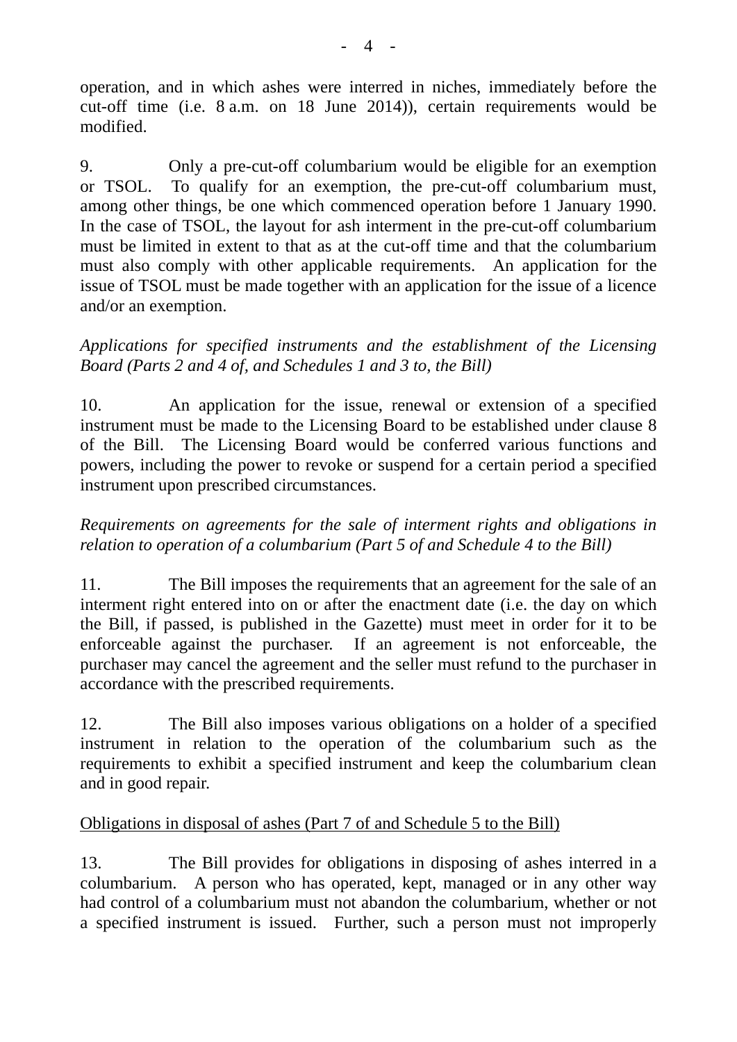operation, and in which ashes were interred in niches, immediately before the cut-off time (i.e. 8 a.m. on 18 June 2014)), certain requirements would be modified.

9. Only a pre-cut-off columbarium would be eligible for an exemption or TSOL. To qualify for an exemption, the pre-cut-off columbarium must, among other things, be one which commenced operation before 1 January 1990. In the case of TSOL, the layout for ash interment in the pre-cut-off columbarium must be limited in extent to that as at the cut-off time and that the columbarium must also comply with other applicable requirements. An application for the issue of TSOL must be made together with an application for the issue of a licence and/or an exemption.

*Applications for specified instruments and the establishment of the Licensing Board (Parts 2 and 4 of, and Schedules 1 and 3 to, the Bill)*

10. An application for the issue, renewal or extension of a specified instrument must be made to the Licensing Board to be established under clause 8 of the Bill. The Licensing Board would be conferred various functions and powers, including the power to revoke or suspend for a certain period a specified instrument upon prescribed circumstances.

*Requirements on agreements for the sale of interment rights and obligations in relation to operation of a columbarium (Part 5 of and Schedule 4 to the Bill)*

11. The Bill imposes the requirements that an agreement for the sale of an interment right entered into on or after the enactment date (i.e. the day on which the Bill, if passed, is published in the Gazette) must meet in order for it to be enforceable against the purchaser. If an agreement is not enforceable, the purchaser may cancel the agreement and the seller must refund to the purchaser in accordance with the prescribed requirements.

12. The Bill also imposes various obligations on a holder of a specified instrument in relation to the operation of the columbarium such as the requirements to exhibit a specified instrument and keep the columbarium clean and in good repair.

<u>Obligations in disposal of ashes (Part 7 of and Schedule 5 to the Bill)</u>

13. The Bill provides for obligations in disposing of ashes interred in a columbarium. A person who has operated, kept, managed or in any other way had control of a columbarium must not abandon the columbarium, whether or not a specified instrument is issued. Further, such a person must not improperly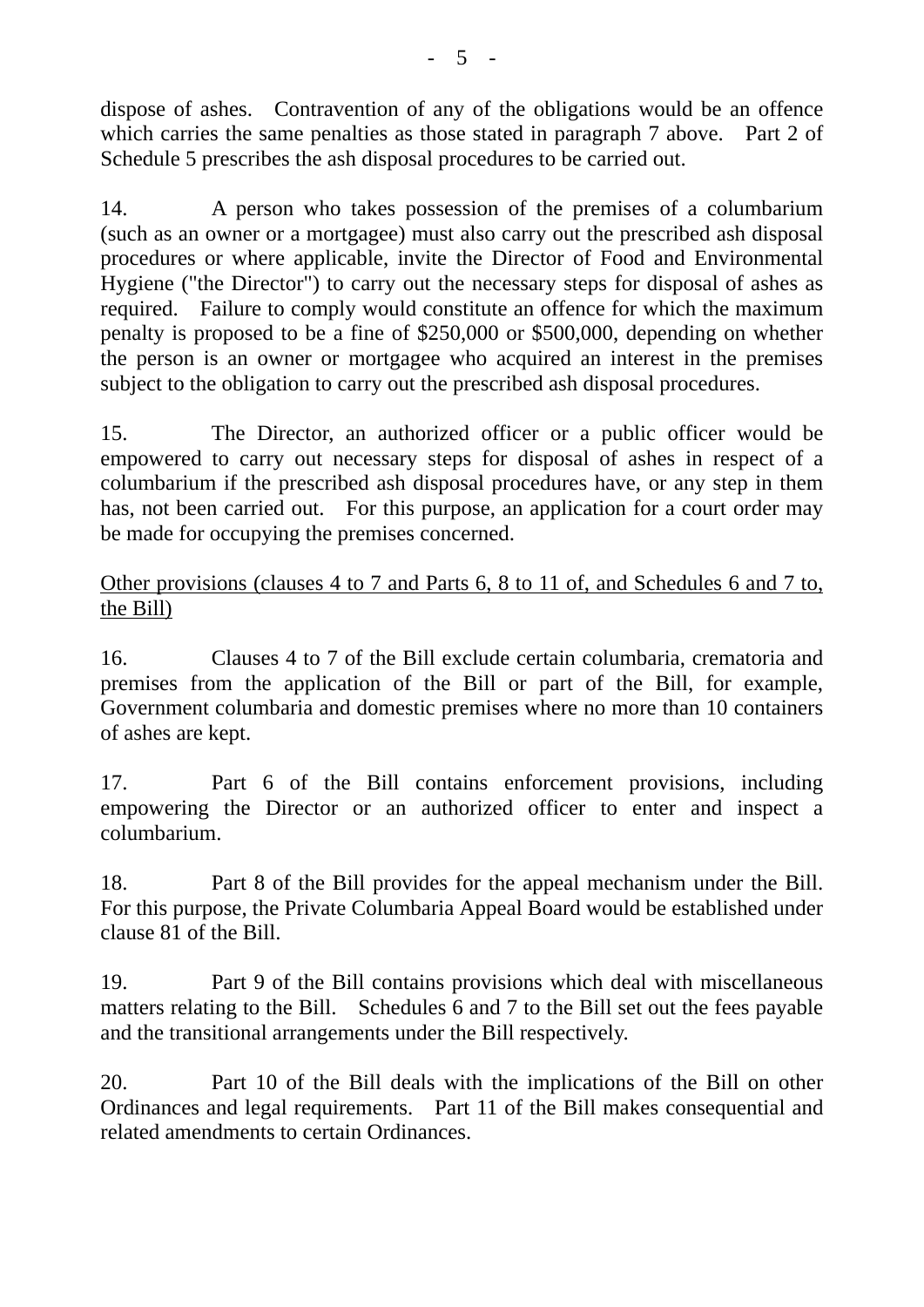dispose of ashes. Contravention of any of the obligations would be an offence which carries the same penalties as those stated in paragraph 7 above. Part 2 of Schedule 5 prescribes the ash disposal procedures to be carried out.

14. A person who takes possession of the premises of a columbarium (such as an owner or a mortgagee) must also carry out the prescribed ash disposal procedures or where applicable, invite the Director of Food and Environmental Hygiene ("the Director") to carry out the necessary steps for disposal of ashes as required. Failure to comply would constitute an offence for which the maximum penalty is proposed to be a fine of $250,000 or $500,000, depending on whether the person is an owner or mortgagee who acquired an interest in the premises subject to the obligation to carry out the prescribed ash disposal procedures.

15. The Director, an authorized officer or a public officer would be empowered to carry out necessary steps for disposal of ashes in respect of a columbarium if the prescribed ash disposal procedures have, or any step in them has, not been carried out. For this purpose, an application for a court order may be made for occupying the premises concerned.

<u>Other provisions (clauses 4 to 7 and Parts 6, 8 to 11 of, and Schedules 6 and 7 to, the Bill)</u>

16. Clauses 4 to 7 of the Bill exclude certain columbaria, crematoria and premises from the application of the Bill or part of the Bill, for example, Government columbaria and domestic premises where no more than 10 containers of ashes are kept.

17. Part 6 of the Bill contains enforcement provisions, including empowering the Director or an authorized officer to enter and inspect a columbarium.

18. Part 8 of the Bill provides for the appeal mechanism under the Bill. For this purpose, the Private Columbaria Appeal Board would be established under clause 81 of the Bill.

19. Part 9 of the Bill contains provisions which deal with miscellaneous matters relating to the Bill. Schedules 6 and 7 to the Bill set out the fees payable and the transitional arrangements under the Bill respectively.

20. Part 10 of the Bill deals with the implications of the Bill on other Ordinances and legal requirements. Part 11 of the Bill makes consequential and related amendments to certain Ordinances.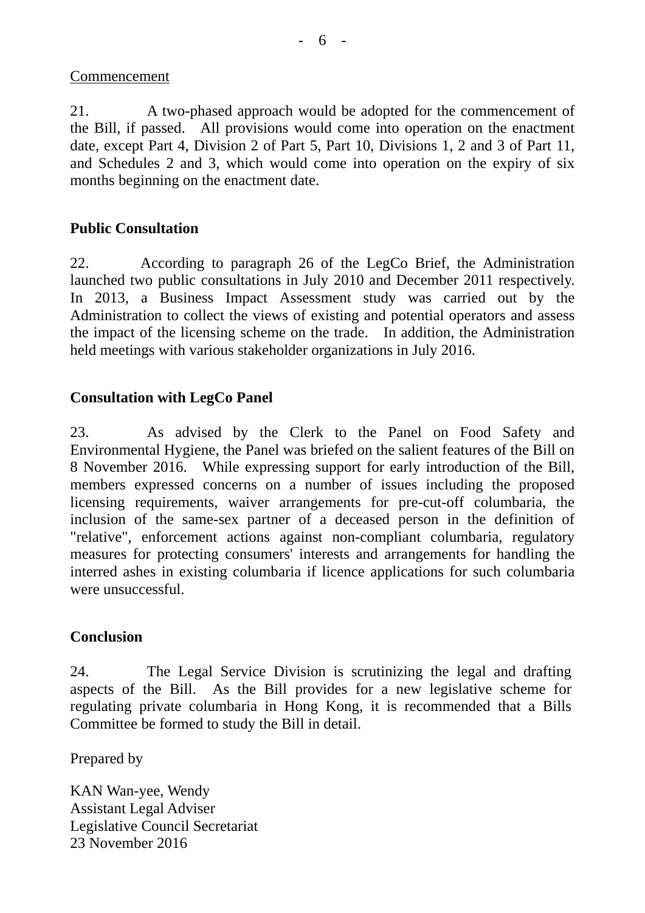Commencement

21. A two-phased approach would be adopted for the commencement of the Bill, if passed. All provisions would come into operation on the enactment date, except Part 4, Division 2 of Part 5, Part 10, Divisions 1, 2 and 3 of Part 11, and Schedules 2 and 3, which would come into operation on the expiry of six months beginning on the enactment date.

**Public Consultation**

22. According to paragraph 26 of the LegCo Brief, the Administration launched two public consultations in July 2010 and December 2011 respectively. In 2013, a Business Impact Assessment study was carried out by the Administration to collect the views of existing and potential operators and assess the impact of the licensing scheme on the trade. In addition, the Administration held meetings with various stakeholder organizations in July 2016.

**Consultation with LegCo Panel**

23. As advised by the Clerk to the Panel on Food Safety and Environmental Hygiene, the Panel was briefed on the salient features of the Bill on 8 November 2016. While expressing support for early introduction of the Bill, members expressed concerns on a number of issues including the proposed licensing requirements, waiver arrangements for pre-cut-off columbaria, the inclusion of the same-sex partner of a deceased person in the definition of "relative", enforcement actions against non-compliant columbaria, regulatory measures for protecting consumers' interests and arrangements for handling the interred ashes in existing columbaria if licence applications for such columbaria were unsuccessful.

**Conclusion**

24. The Legal Service Division is scrutinizing the legal and drafting aspects of the Bill. As the Bill provides for a new legislative scheme for regulating private columbaria in Hong Kong, it is recommended that a Bills Committee be formed to study the Bill in detail.

Prepared by

KAN Wan-yee, Wendy
Assistant Legal Adviser
Legislative Council Secretariat
23 November 2016